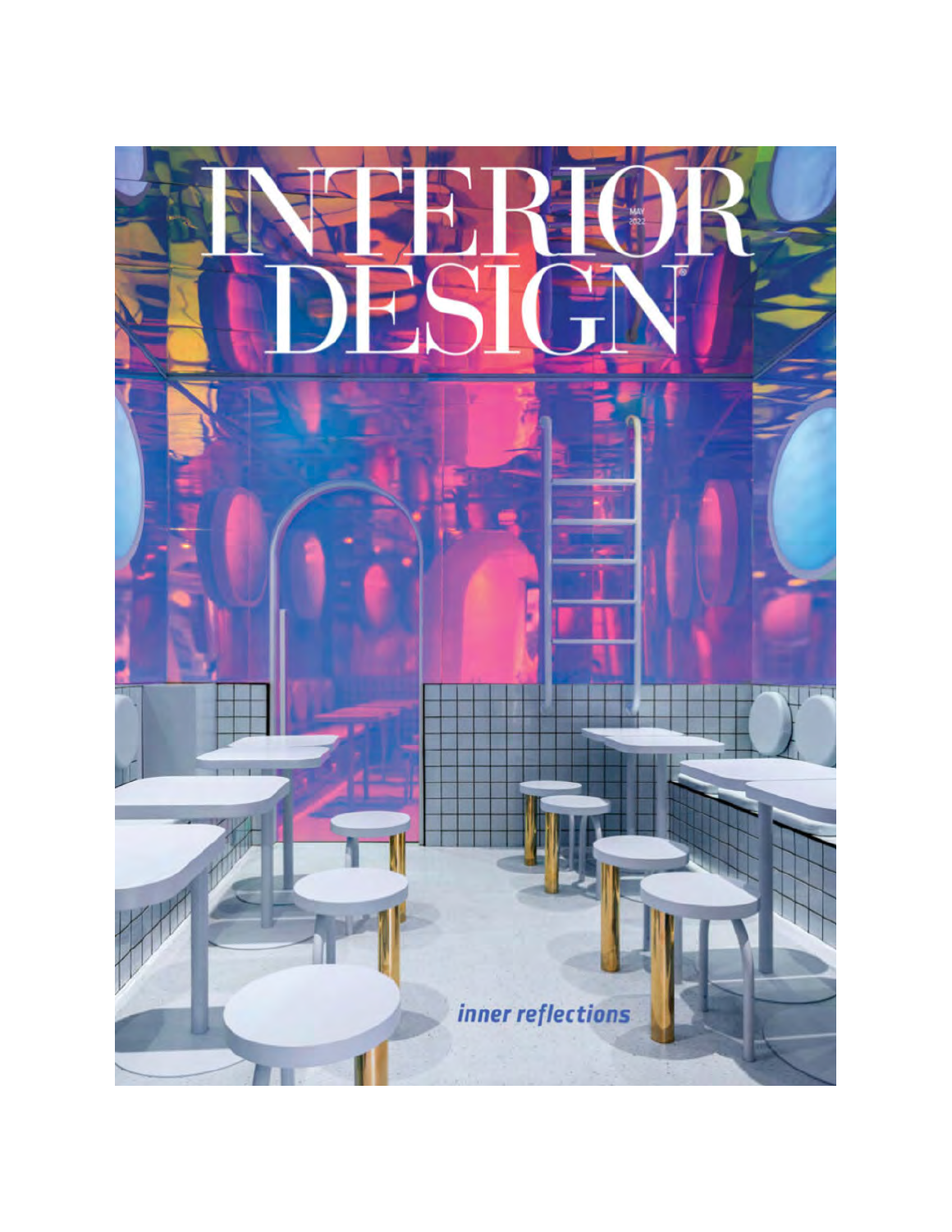# INTERIOR DESIGN

MAY 2022

*inner reflections*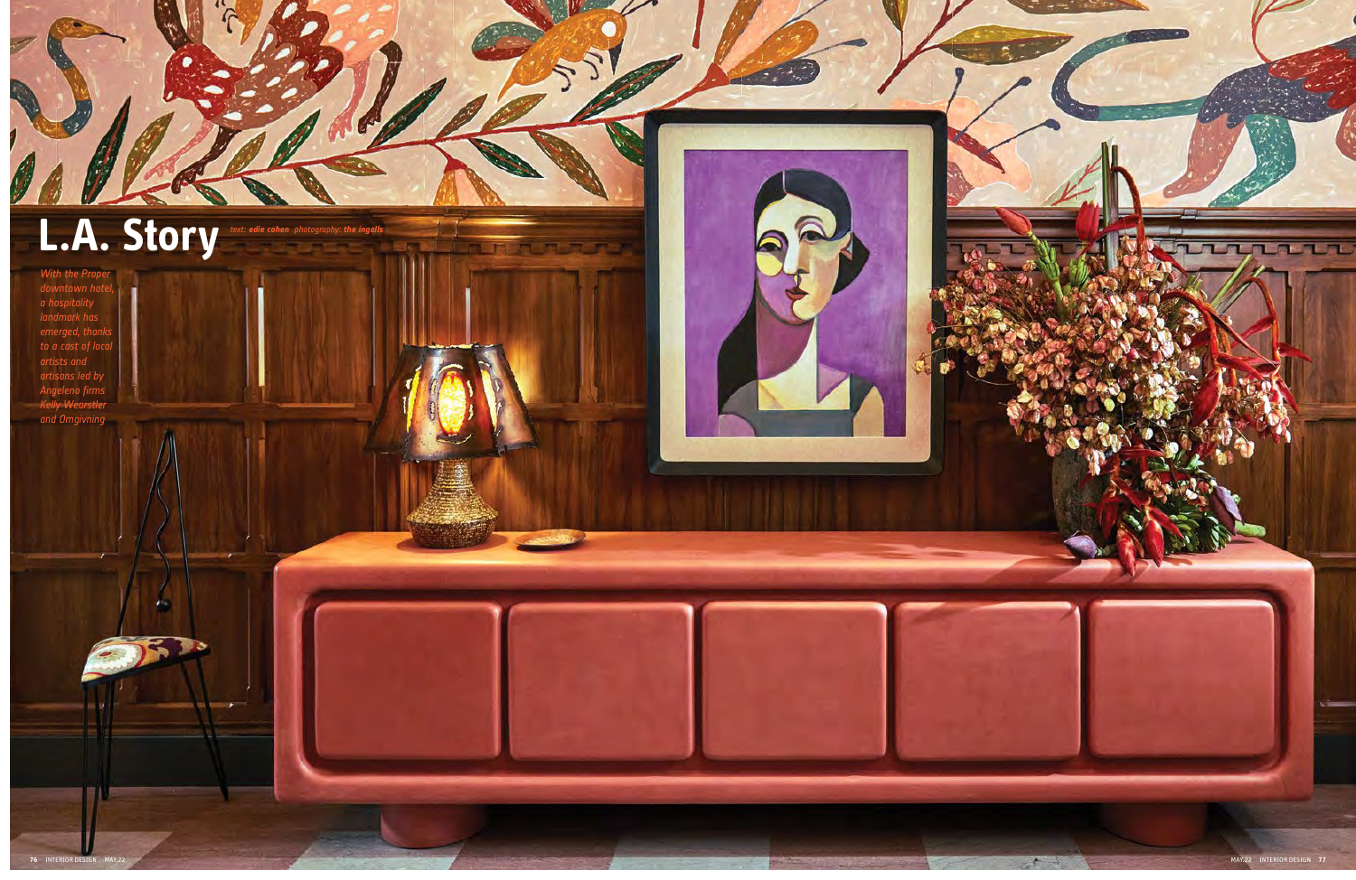# L.A. Story

*text: edie cohen photography: the ingalls*

*With the Proper downtown hotel, a hospitality landmark has emerged, thanks to a cast of local artists and artisans led by Angeleno firms Kelly Wearstler and Omgivning*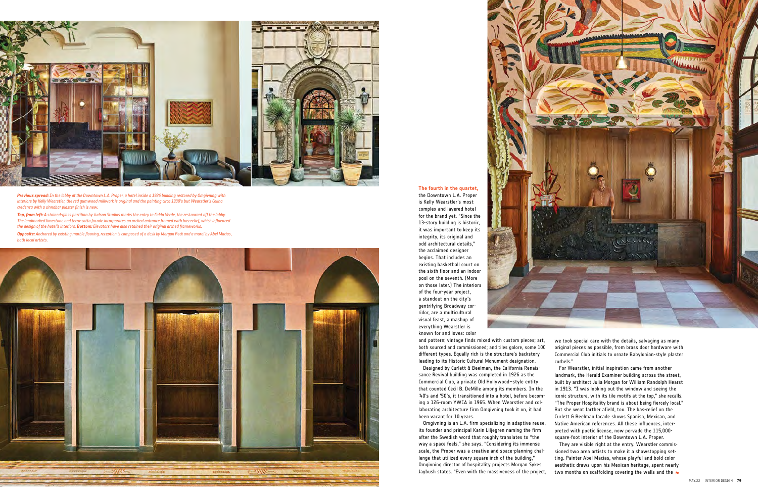***Previous spread:*** *In the lobby at the Downtown L.A. Proper, a hotel inside a 1926 building restored by Omgivning with interiors by Kelly Wearstler, the red gumwood millwork is original and the painting circa 1930's but Wearstler's Colina credenza with a cinnabar plaster finish is new.*

***Top, from left:*** *A stained-glass partition by Judson Studios marks the entry to Caldo Verde, the restaurant off the lobby. The landmarked limestone and terra-cotta facade incorporates an arched entrance framed with bas-relief, which influenced the design of the hotel's interiors.* ***Bottom:*** *Elevators have also retained their original arched frameworks.*

***Opposite:*** *Anchored by existing marble flooring, reception is composed of a desk by Morgan Peck and a mural by Abel Macias, both local artists.*

**The fourth in the quartet,** the Downtown L.A. Proper is Kelly Wearstler's most complex and layered hotel for the brand yet. "Since the 13-story building is historic, it was important to keep its integrity, its original and odd architectural details," the acclaimed designer begins. That includes an existing basketball court on the sixth floor and an indoor pool on the seventh. (More on those later.) The interiors of the four-year project, a standout on the city's gentrifying Broadway corridor, are a multicultural visual feast, a mashup of everything Wearstler is known for and loves: color and pattern; vintage finds mixed with custom pieces; art, both sourced and commissioned; and tiles galore, some 100 different types. Equally rich is the structure's backstory leading to its Historic-Cultural Monument designation.

Designed by Curlett & Beelman, the California Renaissance Revival building was completed in 1926 as the Commercial Club, a private Old Hollywood–style entity that counted Cecil B. DeMille among its members. In the '40's and '50's, it transitioned into a hotel, before becoming a 126-room YWCA in 1965. When Wearstler and collaborating architecture firm Omgivning took it on, it had been vacant for 10 years.

Omgivning is an L.A. firm specializing in adaptive reuse, its founder and principal Karin Liljegren naming the firm after the Swedish word that roughly translates to "the way a space feels," she says. "Considering its immense scale, the Proper was a creative and space-planning challenge that utilized every square inch of the building," Omgivning director of hospitality projects Morgan Sykes Jaybush states. "Even with the massiveness of the project, we took special care with the details, salvaging as many original pieces as possible, from brass door hardware with Commercial Club initials to ornate Babylonian-style plaster corbels."

For Wearstler, initial inspiration came from another landmark, the Herald Examiner building across the street, built by architect Julia Morgan for William Randolph Hearst in 1913. "I was looking out the window and seeing the iconic structure, with its tile motifs at the top," she recalls. "The Proper Hospitality brand is about being fiercely local." But she went farther afield, too. The bas-relief on the Curlett & Beelman facade shows Spanish, Mexican, and Native American references. All these influences, interpreted with poetic license, now pervade the 115,000-square-foot interior of the Downtown L.A. Proper.

They are visible right at the entry. Wearstler commissioned two area artists to make it a showstopping setting. Painter Abel Macias, whose playful and bold color aesthetic draws upon his Mexican heritage, spent nearly two months on scaffolding covering the walls and the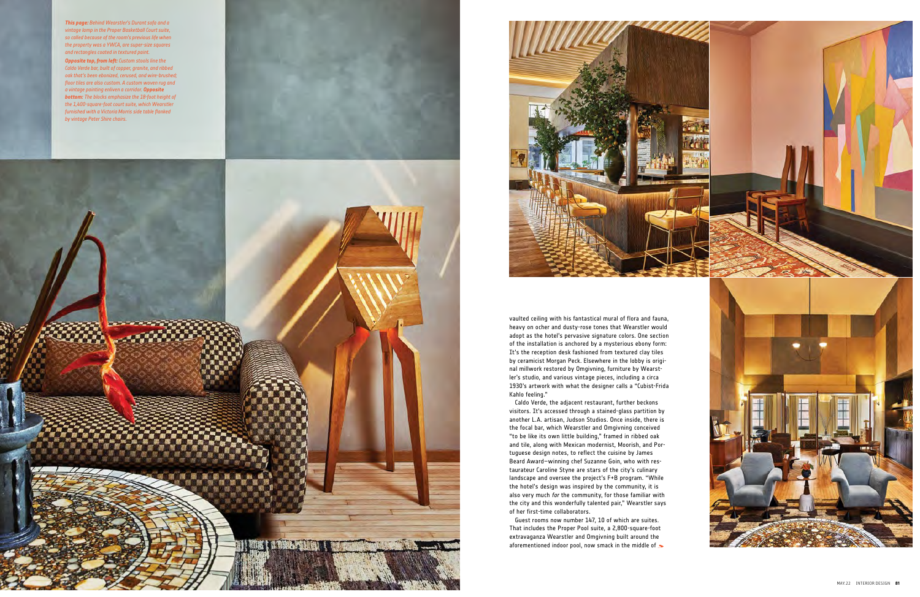***This page:*** *Behind Wearstler's Durant sofa and a vintage lamp in the Proper Basketball Court suite, so called because of the room's previous life when the property was a YWCA, are super-size squares and rectangles coated in textured paint.*

***Opposite top, from left:*** *Custom stools line the Caldo Verde bar, built of copper, granite, and ribbed oak that's been ebonized, cerused, and wire-brushed; floor tiles are also custom. A custom woven rug and a vintage painting enliven a corridor.* ***Opposite bottom:*** *The blocks emphasize the 18-foot height of the 1,400-square-foot court suite, which Wearstler furnished with a Victoria Morris side table flanked by vintage Peter Shire chairs.*

vaulted ceiling with his fantastical mural of flora and fauna, heavy on ocher and dusty-rose tones that Wearstler would adopt as the hotel's pervasive signature colors. One section of the installation is anchored by a mysterious ebony form: It's the reception desk fashioned from textured clay tiles by ceramicist Morgan Peck. Elsewhere in the lobby is original millwork restored by Omgivning, furniture by Wearstler's studio, and various vintage pieces, including a circa 1930's artwork with what the designer calls a "Cubist-Frida Kahlo feeling."

Caldo Verde, the adjacent restaurant, further beckons visitors. It's accessed through a stained-glass partition by another L.A. artisan, Judson Studios. Once inside, there is the focal bar, which Wearstler and Omgivning conceived "to be like its own little building," framed in ribbed oak and tile, along with Mexican modernist, Moorish, and Portuguese design notes, to reflect the cuisine by James Beard Award–winning chef Suzanne Goin, who with restaurateur Caroline Styne are stars of the city's culinary landscape and oversee the project's F+B program. "While the hotel's design was inspired by the community, it is also very much *for* the community, for those familiar with the city and this wonderfully talented pair," Wearstler says of her first-time collaborators.

Guest rooms now number 147, 10 of which are suites. That includes the Proper Pool suite, a 2,800-square-foot extravaganza Wearstler and Omgivning built around the aforementioned indoor pool, now smack in the middle of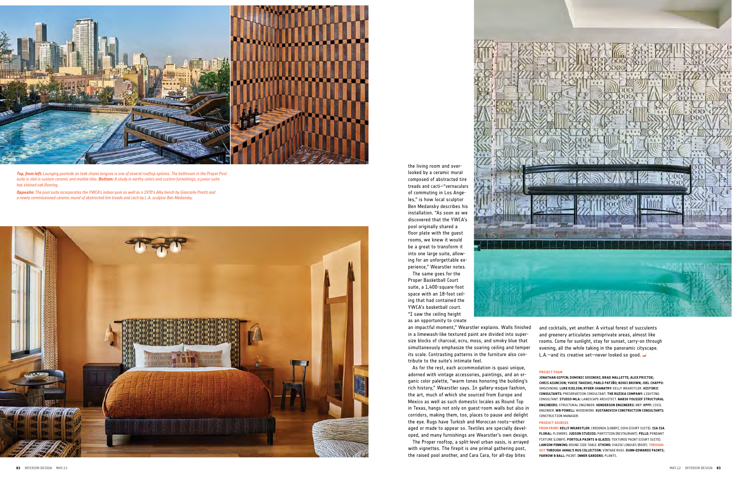*Top, from left:* Lounging poolside on teak chaise longues is one of several rooftop options. The bathroom in the Proper Pool suite is clad in custom ceramic and marble tiles. *Bottom:* A study in earthy colors and custom furnishings, a junior suite has stained oak flooring.

*Opposite:* The pool suite incorporates the YWCA's indoor pool as well as a 1970's Alky bench by Giancarlo Piretti and a newly commissioned ceramic mural of abstracted tire treads and cacti by L.A. sculptor Ben Medansky.

the living room and overlooked by a ceramic mural composed of abstracted tire treads and cacti—"vernaculars of commuting in Los Angeles," is how local sculptor Ben Medansky describes his installation. "As soon as we discovered that the YWCA's pool originally shared a floor plate with the guest rooms, we knew it would be a great to transform it into one large suite, allowing for an unforgettable experience," Wearstler notes.

The same goes for the Proper Basketball Court suite, a 1,400-square-foot space with an 18-foot ceiling that had contained the YWCA's basketball court. "I saw the ceiling height as an opportunity to create an impactful moment," Wearstler explains. Walls finished in a limewash-like textured paint are divided into supersize blocks of charcoal, ecru, moss, and smoky blue that simultaneously emphasize the soaring ceiling and temper its scale. Contrasting patterns in the furniture also contribute to the suite's intimate feel.

As for the rest, each accommodation is quasi unique, adorned with vintage accessories, paintings, and an organic color palette, "warm tones honoring the building's rich history," Wearstler says. In gallery-esque fashion, the art, much of which she sourced from Europe and Mexico as well as such domestic locales as Round Top in Texas, hangs not only on guest-room walls but also in corridors, making them, too, places to pause and delight the eye. Rugs have Turkish and Moroccan roots—either aged or made to appear so. Textiles are specially developed, and many furnishings are Wearstler's own design.

The Proper rooftop, a split-level urban oasis, is arrayed with vignettes. The firepit is one primal gathering post, the raised pool another, and Cara Cara, for all-day bites and cocktails, yet another. A virtual forest of succulents and greenery articulates semiprivate areas, almost like rooms. Come for sunlight, stay for sunset, carry-on through evening, all the while taking in the panoramic cityscape. L.A.—and its creative set—never looked so good.

**PROJECT TEAM**

**JONATHAN GIFFIN; DOMINIC SOSINSKI; BRAD MALLETTE; ALEX PRICTOE; CHRIS ASUNCION; YUKIE TAKESHI; PABLO PATIÑO; NIKKI BROWN; JOEL CHAPPO:** OMGIVNING. **LUKE KIELION; RYDER CHANATRY:** KELLY WEARSTLER. **HISTORIC CONSULTANTS:** PRESERVATION CONSULTANT. **THE RUZIKA COMPANY:** LIGHTING CONSULTANT. **STUDIO-MLA:** LANDSCAPE ARCHITECT. **NABIH YOUSSEF STRUCTURAL ENGINEERS:** STRUCTURAL ENGINEER. **HENDERSON ENGINEERS:** MEP. **KPFF:** CIVIL ENGINEER. **WB POWELL:** WOODWORK. **KUSTANOVICH CONSTRUCTION CONSULTANTS:** CONSTRUCTION MANAGER.

**PRODUCT SOURCES**

FROM FRONT **KELLY WEARSTLER:** CREDENZA (LOBBY), SOFA (COURT SUITE). **ISA ISA FLORAL:** FLOWERS. **JUDSON STUDIOS:** PARTITION (RESTAURANT). **PELLE:** PENDANT FIXTURE (LOBBY). **PORTOLA PAINTS & GLAZES:** TEXTURED PAINT (COURT SUITE). **LAWSON-FENNING:** ROUND SIDE TABLE. **ETHIMO:** CHAISE LONGUES (ROOF). THROUGHOUT **THROUGH JAMAL'S RUG COLLECTION:** VINTAGE RUGS. **DUNN-EDWARDS PAINTS; FARROW & BALL:** PAINT. **INNER GARDENS:** PLANTS.